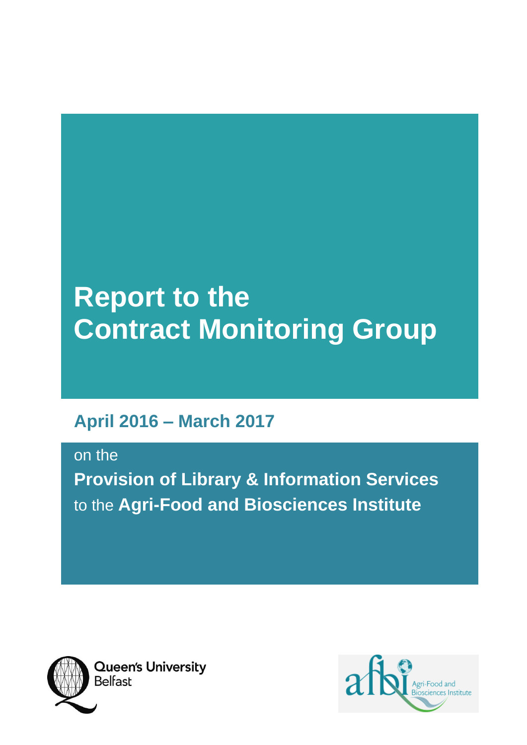# Report to the Contract Monitoring Group

## April 2016 – March 2017

on the

**Provision of Library & Information Services**

to the **Agri-Food and Biosciences Institute**

Queen's University Belfast

afbi Agri-Food and Biosciences Institute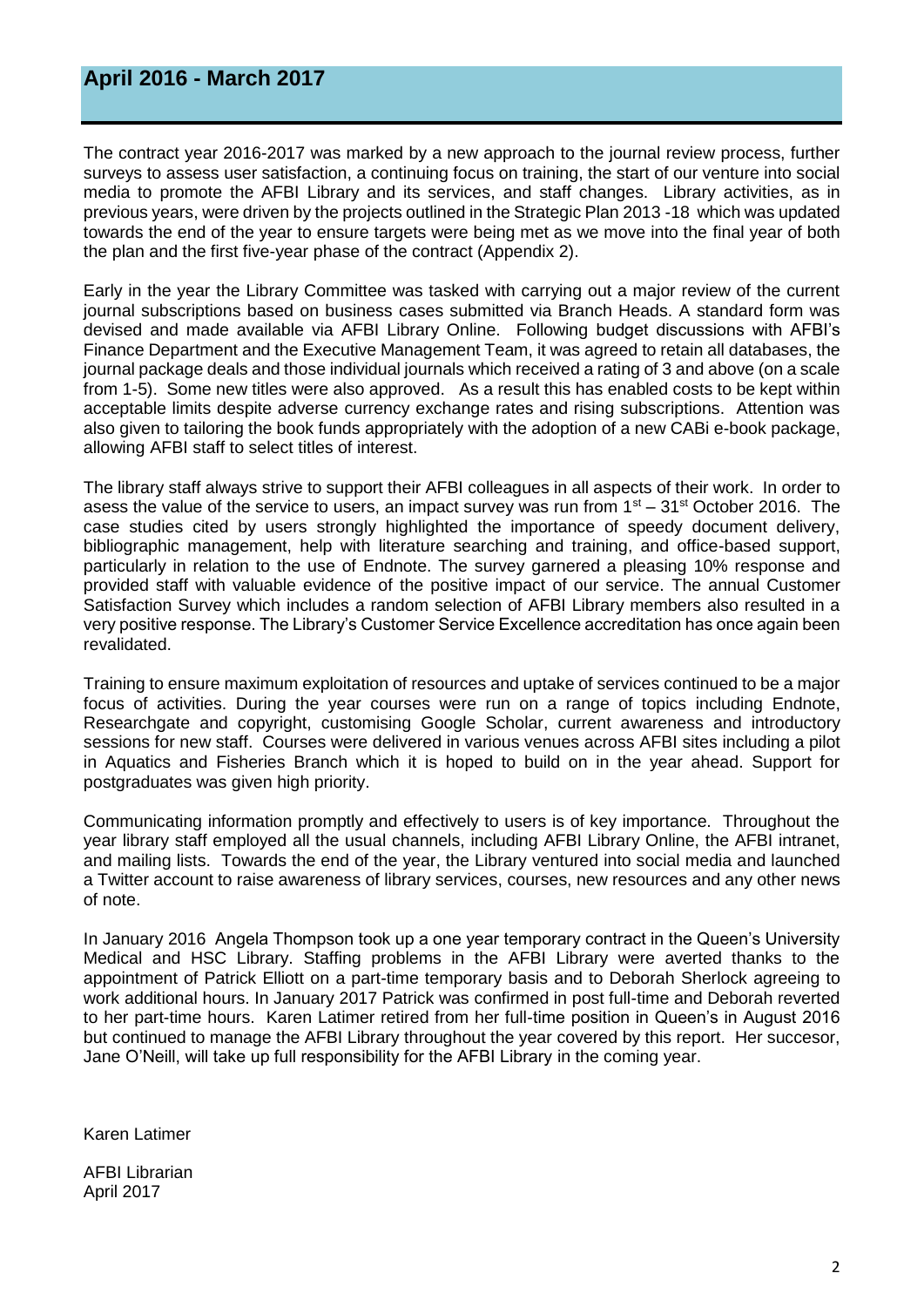## April 2016 - March 2017

The contract year 2016-2017 was marked by a new approach to the journal review process, further surveys to assess user satisfaction, a continuing focus on training, the start of our venture into social media to promote the AFBI Library and its services, and staff changes. Library activities, as in previous years, were driven by the projects outlined in the Strategic Plan 2013 -18 which was updated towards the end of the year to ensure targets were being met as we move into the final year of both the plan and the first five-year phase of the contract (Appendix 2).

Early in the year the Library Committee was tasked with carrying out a major review of the current journal subscriptions based on business cases submitted via Branch Heads. A standard form was devised and made available via AFBI Library Online. Following budget discussions with AFBI's Finance Department and the Executive Management Team, it was agreed to retain all databases, the journal package deals and those individual journals which received a rating of 3 and above (on a scale from 1-5). Some new titles were also approved. As a result this has enabled costs to be kept within acceptable limits despite adverse currency exchange rates and rising subscriptions. Attention was also given to tailoring the book funds appropriately with the adoption of a new CABi e-book package, allowing AFBI staff to select titles of interest.

The library staff always strive to support their AFBI colleagues in all aspects of their work. In order to asess the value of the service to users, an impact survey was run from 1st – 31st October 2016. The case studies cited by users strongly highlighted the importance of speedy document delivery, bibliographic management, help with literature searching and training, and office-based support, particularly in relation to the use of Endnote. The survey garnered a pleasing 10% response and provided staff with valuable evidence of the positive impact of our service. The annual Customer Satisfaction Survey which includes a random selection of AFBI Library members also resulted in a very positive response. The Library's Customer Service Excellence accreditation has once again been revalidated.

Training to ensure maximum exploitation of resources and uptake of services continued to be a major focus of activities. During the year courses were run on a range of topics including Endnote, Researchgate and copyright, customising Google Scholar, current awareness and introductory sessions for new staff. Courses were delivered in various venues across AFBI sites including a pilot in Aquatics and Fisheries Branch which it is hoped to build on in the year ahead. Support for postgraduates was given high priority.

Communicating information promptly and effectively to users is of key importance. Throughout the year library staff employed all the usual channels, including AFBI Library Online, the AFBI intranet, and mailing lists. Towards the end of the year, the Library ventured into social media and launched a Twitter account to raise awareness of library services, courses, new resources and any other news of note.

In January 2016 Angela Thompson took up a one year temporary contract in the Queen's University Medical and HSC Library. Staffing problems in the AFBI Library were averted thanks to the appointment of Patrick Elliott on a part-time temporary basis and to Deborah Sherlock agreeing to work additional hours. In January 2017 Patrick was confirmed in post full-time and Deborah reverted to her part-time hours. Karen Latimer retired from her full-time position in Queen's in August 2016 but continued to manage the AFBI Library throughout the year covered by this report. Her succesor, Jane O'Neill, will take up full responsibility for the AFBI Library in the coming year.

Karen Latimer

AFBI Librarian
April 2017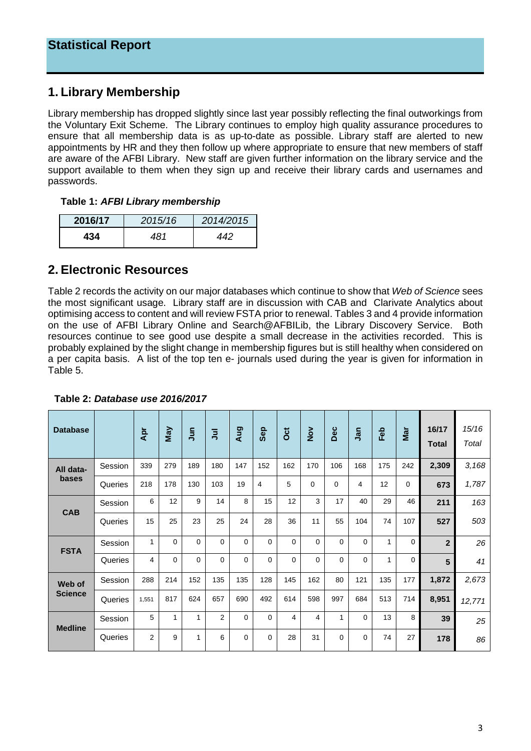# Statistical Report

## 1. Library Membership

Library membership has dropped slightly since last year possibly reflecting the final outworkings from the Voluntary Exit Scheme. The Library continues to employ high quality assurance procedures to ensure that all membership data is as up-to-date as possible. Library staff are alerted to new appointments by HR and they then follow up where appropriate to ensure that new members of staff are aware of the AFBI Library. New staff are given further information on the library service and the support available to them when they sign up and receive their library cards and usernames and passwords.

**Table 1:** ***AFBI Library membership***

| **2016/17** | *2015/16* | *2014/2015* |
|---|---|---|
| **434** | *481* | *442* |

## 2. Electronic Resources

Table 2 records the activity on our major databases which continue to show that *Web of Science* sees the most significant usage. Library staff are in discussion with CAB and Clarivate Analytics about optimising access to content and will review FSTA prior to renewal. Tables 3 and 4 provide information on the use of AFBI Library Online and Search@AFBILib, the Library Discovery Service. Both resources continue to see good use despite a small decrease in the activities recorded. This is probably explained by the slight change in membership figures but is still healthy when considered on a per capita basis. A list of the top ten e- journals used during the year is given for information in Table 5.

**Table 2:** ***Database use 2016/2017***

| **Database** | | **Apr** | **May** | **Jun** | **Jul** | **Aug** | **Sep** | **Oct** | **Nov** | **Dec** | **Jan** | **Feb** | **Mar** | **16/17 Total** | *15/16 Total* |
|---|---|---|---|---|---|---|---|---|---|---|---|---|---|---|---|
| **All data-bases** | Session | 339 | 279 | 189 | 180 | 147 | 152 | 162 | 170 | 106 | 168 | 175 | 242 | **2,309** | *3,168* |
| | Queries | 218 | 178 | 130 | 103 | 19 | 4 | 5 | 0 | 0 | 4 | 12 | 0 | **673** | *1,787* |
| **CAB** | Session | 6 | 12 | 9 | 14 | 8 | 15 | 12 | 3 | 17 | 40 | 29 | 46 | **211** | *163* |
| | Queries | 15 | 25 | 23 | 25 | 24 | 28 | 36 | 11 | 55 | 104 | 74 | 107 | **527** | *503* |
| **FSTA** | Session | 1 | 0 | 0 | 0 | 0 | 0 | 0 | 0 | 0 | 0 | 1 | 0 | **2** | *26* |
| | Queries | 4 | 0 | 0 | 0 | 0 | 0 | 0 | 0 | 0 | 0 | 1 | 0 | **5** | *41* |
| **Web of Science** | Session | 288 | 214 | 152 | 135 | 135 | 128 | 145 | 162 | 80 | 121 | 135 | 177 | **1,872** | *2,673* |
| | Queries | 1,551 | 817 | 624 | 657 | 690 | 492 | 614 | 598 | 997 | 684 | 513 | 714 | **8,951** | *12,771* |
| **Medline** | Session | 5 | 1 | 1 | 2 | 0 | 0 | 4 | 4 | 1 | 0 | 13 | 8 | **39** | *25* |
| | Queries | 2 | 9 | 1 | 6 | 0 | 0 | 28 | 31 | 0 | 0 | 74 | 27 | **178** | *86* |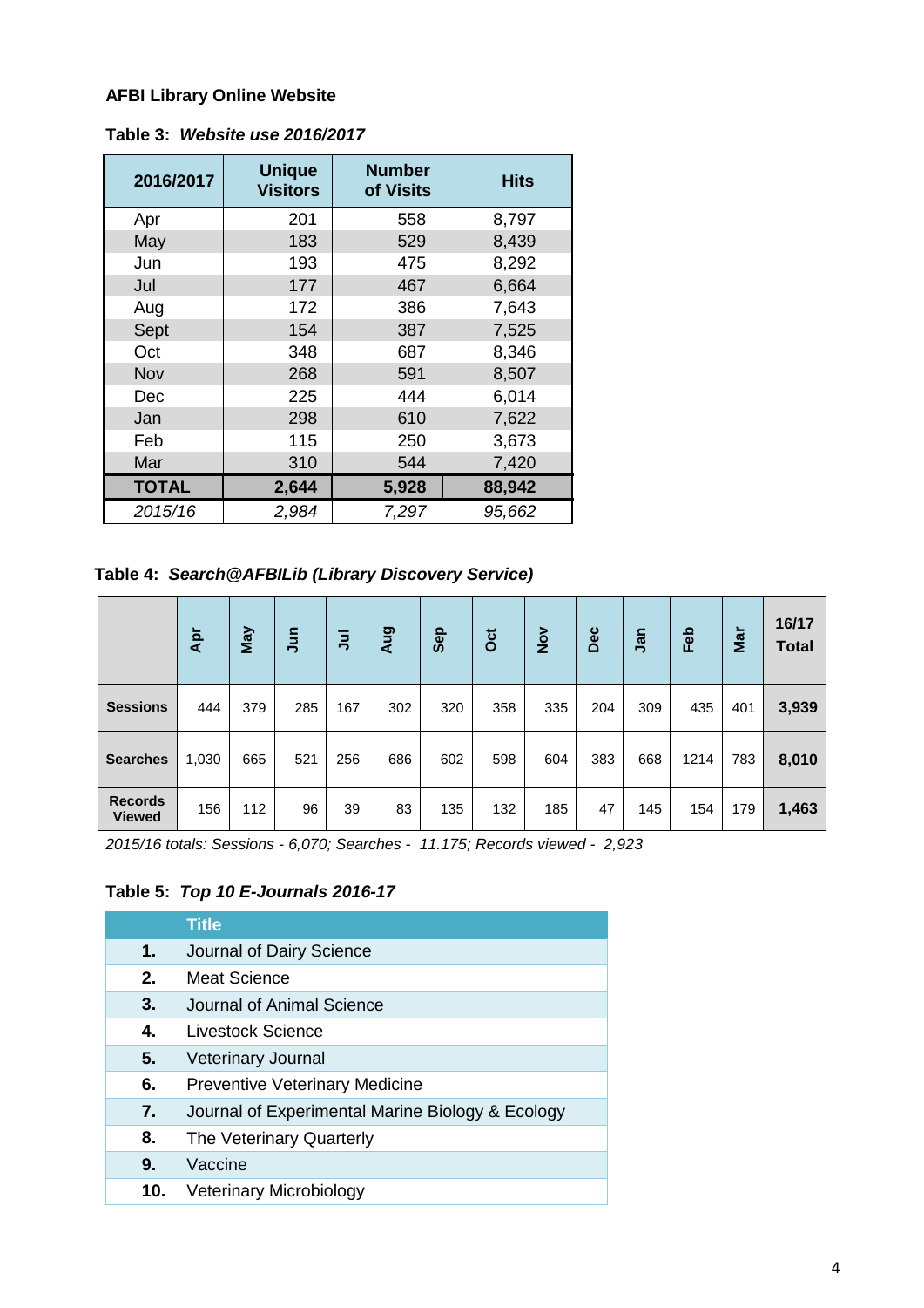### AFBI Library Online Website

**Table 3: *Website use 2016/2017***

| 2016/2017 | Unique Visitors | Number of Visits | Hits |
|---|---|---|---|
| Apr | 201 | 558 | 8,797 |
| May | 183 | 529 | 8,439 |
| Jun | 193 | 475 | 8,292 |
| Jul | 177 | 467 | 6,664 |
| Aug | 172 | 386 | 7,643 |
| Sept | 154 | 387 | 7,525 |
| Oct | 348 | 687 | 8,346 |
| Nov | 268 | 591 | 8,507 |
| Dec | 225 | 444 | 6,014 |
| Jan | 298 | 610 | 7,622 |
| Feb | 115 | 250 | 3,673 |
| Mar | 310 | 544 | 7,420 |
| **TOTAL** | **2,644** | **5,928** | **88,942** |
| *2015/16* | *2,984* | *7,297* | *95,662* |

**Table 4: *Search@AFBILib (Library Discovery Service)***

| | Apr | May | Jun | Jul | Aug | Sep | Oct | Nov | Dec | Jan | Feb | Mar | 16/17 Total |
|---|---|---|---|---|---|---|---|---|---|---|---|---|---|
| **Sessions** | 444 | 379 | 285 | 167 | 302 | 320 | 358 | 335 | 204 | 309 | 435 | 401 | **3,939** |
| **Searches** | 1,030 | 665 | 521 | 256 | 686 | 602 | 598 | 604 | 383 | 668 | 1214 | 783 | **8,010** |
| **Records Viewed** | 156 | 112 | 96 | 39 | 83 | 135 | 132 | 185 | 47 | 145 | 154 | 179 | **1,463** |

*2015/16 totals: Sessions - 6,070; Searches - 11.175; Records viewed - 2,923*

**Table 5: *Top 10 E-Journals 2016-17***

| | Title |
|---|---|
| **1.** | Journal of Dairy Science |
| **2.** | Meat Science |
| **3.** | Journal of Animal Science |
| **4.** | Livestock Science |
| **5.** | Veterinary Journal |
| **6.** | Preventive Veterinary Medicine |
| **7.** | Journal of Experimental Marine Biology & Ecology |
| **8.** | The Veterinary Quarterly |
| **9.** | Vaccine |
| **10.** | Veterinary Microbiology |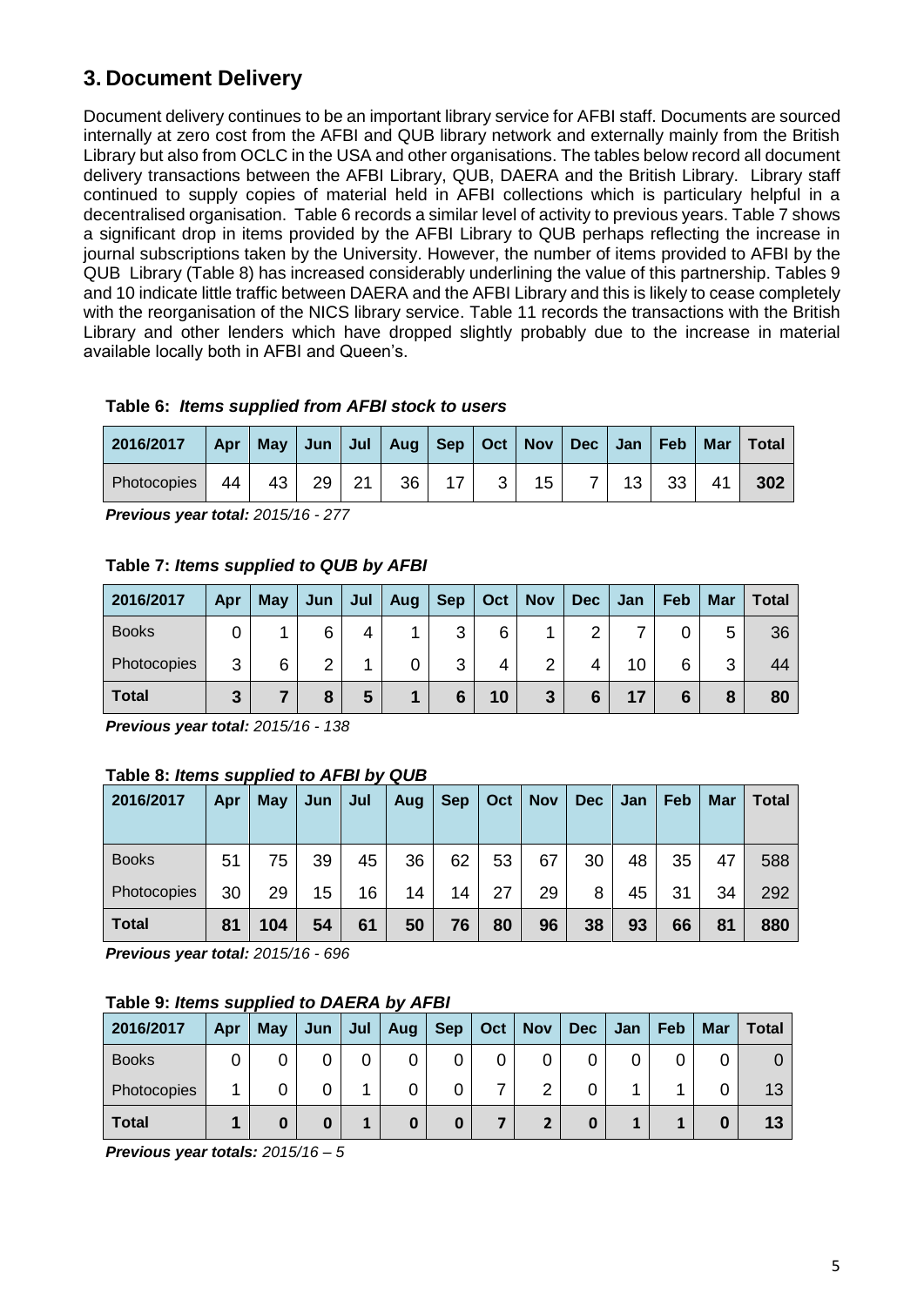## 3. Document Delivery

Document delivery continues to be an important library service for AFBI staff. Documents are sourced internally at zero cost from the AFBI and QUB library network and externally mainly from the British Library but also from OCLC in the USA and other organisations. The tables below record all document delivery transactions between the AFBI Library, QUB, DAERA and the British Library. Library staff continued to supply copies of material held in AFBI collections which is particulary helpful in a decentralised organisation. Table 6 records a similar level of activity to previous years. Table 7 shows a significant drop in items provided by the AFBI Library to QUB perhaps reflecting the increase in journal subscriptions taken by the University. However, the number of items provided to AFBI by the QUB Library (Table 8) has increased considerably underlining the value of this partnership. Tables 9 and 10 indicate little traffic between DAERA and the AFBI Library and this is likely to cease completely with the reorganisation of the NICS library service. Table 11 records the transactions with the British Library and other lenders which have dropped slightly probably due to the increase in material available locally both in AFBI and Queen's.

**Table 6:** ***Items supplied from AFBI stock to users***

| 2016/2017 | Apr | May | Jun | Jul | Aug | Sep | Oct | Nov | Dec | Jan | Feb | Mar | Total |
|---|---|---|---|---|---|---|---|---|---|---|---|---|---|
| Photocopies | 44 | 43 | 29 | 21 | 36 | 17 | 3 | 15 | 7 | 13 | 33 | 41 | **302** |

***Previous year total:*** *2015/16 - 277*

**Table 7:** ***Items supplied to QUB by AFBI***

| 2016/2017 | Apr | May | Jun | Jul | Aug | Sep | Oct | Nov | Dec | Jan | Feb | Mar | Total |
|---|---|---|---|---|---|---|---|---|---|---|---|---|---|
| Books | 0 | 1 | 6 | 4 | 1 | 3 | 6 | 1 | 2 | 7 | 0 | 5 | 36 |
| Photocopies | 3 | 6 | 2 | 1 | 0 | 3 | 4 | 2 | 4 | 10 | 6 | 3 | 44 |
| **Total** | **3** | **7** | **8** | **5** | **1** | **6** | **10** | **3** | **6** | **17** | **6** | **8** | **80** |

***Previous year total:*** *2015/16 - 138*

**Table 8:** ***Items supplied to AFBI by QUB***

| 2016/2017 | Apr | May | Jun | Jul | Aug | Sep | Oct | Nov | Dec | Jan | Feb | Mar | Total |
|---|---|---|---|---|---|---|---|---|---|---|---|---|---|
| Books | 51 | 75 | 39 | 45 | 36 | 62 | 53 | 67 | 30 | 48 | 35 | 47 | 588 |
| Photocopies | 30 | 29 | 15 | 16 | 14 | 14 | 27 | 29 | 8 | 45 | 31 | 34 | 292 |
| **Total** | **81** | **104** | **54** | **61** | **50** | **76** | **80** | **96** | **38** | **93** | **66** | **81** | **880** |

***Previous year total:*** *2015/16 - 696*

**Table 9:** ***Items supplied to DAERA by AFBI***

| 2016/2017 | Apr | May | Jun | Jul | Aug | Sep | Oct | Nov | Dec | Jan | Feb | Mar | Total |
|---|---|---|---|---|---|---|---|---|---|---|---|---|---|
| Books | 0 | 0 | 0 | 0 | 0 | 0 | 0 | 0 | 0 | 0 | 0 | 0 | 0 |
| Photocopies | 1 | 0 | 0 | 1 | 0 | 0 | 7 | 2 | 0 | 1 | 1 | 0 | 13 |
| **Total** | **1** | **0** | **0** | **1** | **0** | **0** | **7** | **2** | **0** | **1** | **1** | **0** | **13** |

***Previous year totals:*** *2015/16 – 5*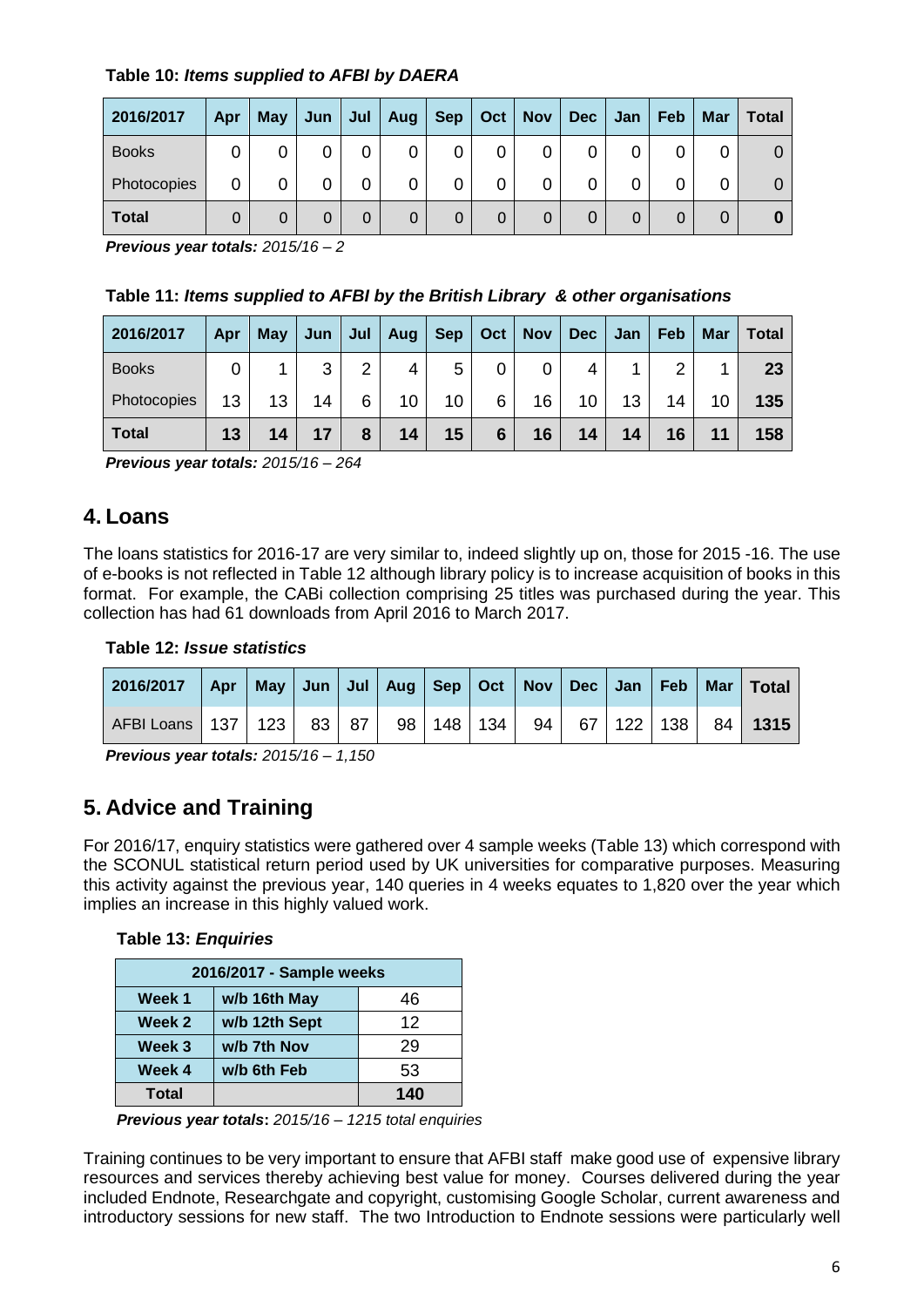**Table 10:** ***Items supplied to AFBI by DAERA***

| 2016/2017 | Apr | May | Jun | Jul | Aug | Sep | Oct | Nov | Dec | Jan | Feb | Mar | Total |
|---|---|---|---|---|---|---|---|---|---|---|---|---|---|
| Books | 0 | 0 | 0 | 0 | 0 | 0 | 0 | 0 | 0 | 0 | 0 | 0 | 0 |
| Photocopies | 0 | 0 | 0 | 0 | 0 | 0 | 0 | 0 | 0 | 0 | 0 | 0 | 0 |
| **Total** | 0 | 0 | 0 | 0 | 0 | 0 | 0 | 0 | 0 | 0 | 0 | 0 | **0** |

***Previous year totals:*** *2015/16 – 2*

**Table 11:** ***Items supplied to AFBI by the British Library & other organisations***

| 2016/2017 | Apr | May | Jun | Jul | Aug | Sep | Oct | Nov | Dec | Jan | Feb | Mar | Total |
|---|---|---|---|---|---|---|---|---|---|---|---|---|---|
| Books | 0 | 1 | 3 | 2 | 4 | 5 | 0 | 0 | 4 | 1 | 2 | 1 | **23** |
| Photocopies | 13 | 13 | 14 | 6 | 10 | 10 | 6 | 16 | 10 | 13 | 14 | 10 | **135** |
| **Total** | **13** | **14** | **17** | **8** | **14** | **15** | **6** | **16** | **14** | **14** | **16** | **11** | **158** |

***Previous year totals:*** *2015/16 – 264*

## 4. Loans

The loans statistics for 2016-17 are very similar to, indeed slightly up on, those for 2015 -16. The use of e-books is not reflected in Table 12 although library policy is to increase acquisition of books in this format. For example, the CABi collection comprising 25 titles was purchased during the year. This collection has had 61 downloads from April 2016 to March 2017.

**Table 12:** ***Issue statistics***

| 2016/2017 | Apr | May | Jun | Jul | Aug | Sep | Oct | Nov | Dec | Jan | Feb | Mar | Total |
|---|---|---|---|---|---|---|---|---|---|---|---|---|---|
| AFBI Loans | 137 | 123 | 83 | 87 | 98 | 148 | 134 | 94 | 67 | 122 | 138 | 84 | **1315** |

***Previous year totals:*** *2015/16 – 1,150*

## 5. Advice and Training

For 2016/17, enquiry statistics were gathered over 4 sample weeks (Table 13) which correspond with the SCONUL statistical return period used by UK universities for comparative purposes. Measuring this activity against the previous year, 140 queries in 4 weeks equates to 1,820 over the year which implies an increase in this highly valued work.

**Table 13:** ***Enquiries***

| 2016/2017 - Sample weeks | | |
|---|---|---|
| **Week 1** | **w/b 16th May** | 46 |
| **Week 2** | **w/b 12th Sept** | 12 |
| **Week 3** | **w/b 7th Nov** | 29 |
| **Week 4** | **w/b 6th Feb** | 53 |
| **Total** | | **140** |

***Previous year totals:*** *2015/16 – 1215 total enquiries*

Training continues to be very important to ensure that AFBI staff make good use of expensive library resources and services thereby achieving best value for money. Courses delivered during the year included Endnote, Researchgate and copyright, customising Google Scholar, current awareness and introductory sessions for new staff. The two Introduction to Endnote sessions were particularly well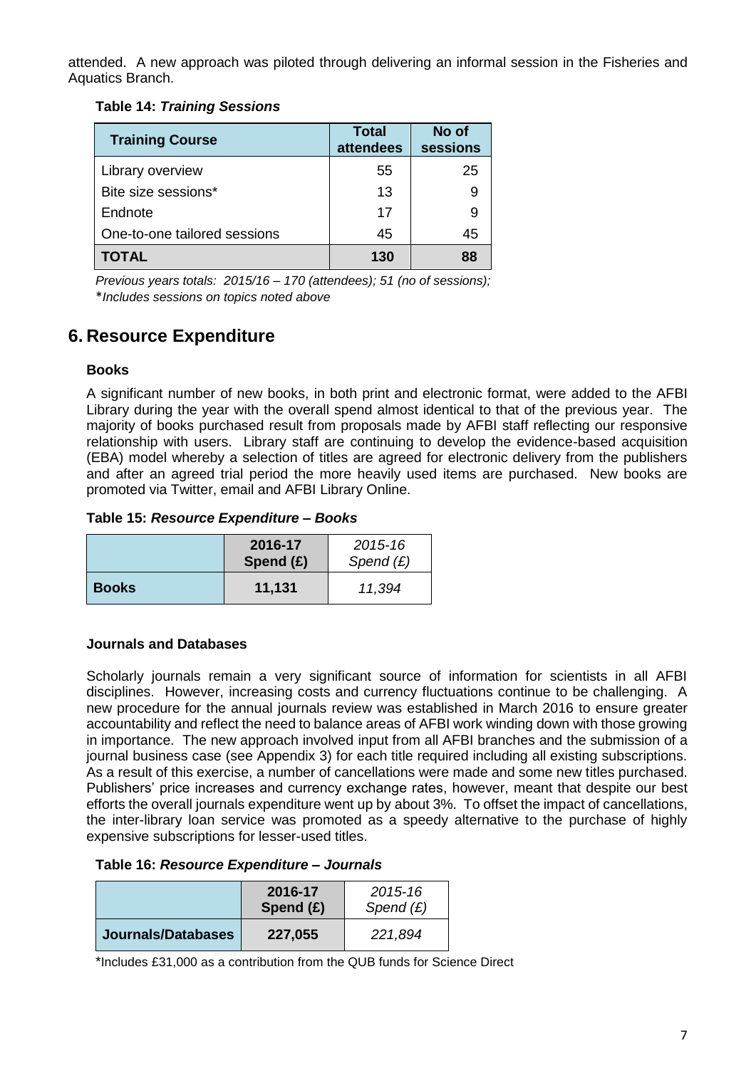attended. A new approach was piloted through delivering an informal session in the Fisheries and Aquatics Branch.

**Table 14: *Training Sessions***

| Training Course | Total attendees | No of sessions |
|---|---|---|
| Library overview | 55 | 25 |
| Bite size sessions* | 13 | 9 |
| Endnote | 17 | 9 |
| One-to-one tailored sessions | 45 | 45 |
| **TOTAL** | **130** | **88** |

*Previous years totals: 2015/16 – 170 (attendees); 51 (no of sessions);*
**Includes sessions on topics noted above*

## 6. Resource Expenditure

### Books

A significant number of new books, in both print and electronic format, were added to the AFBI Library during the year with the overall spend almost identical to that of the previous year. The majority of books purchased result from proposals made by AFBI staff reflecting our responsive relationship with users. Library staff are continuing to develop the evidence-based acquisition (EBA) model whereby a selection of titles are agreed for electronic delivery from the publishers and after an agreed trial period the more heavily used items are purchased. New books are promoted via Twitter, email and AFBI Library Online.

**Table 15: *Resource Expenditure – Books***

| | 2016-17 Spend (£) | *2015-16 Spend (£)* |
|---|---|---|
| **Books** | **11,131** | *11,394* |

### Journals and Databases

Scholarly journals remain a very significant source of information for scientists in all AFBI disciplines. However, increasing costs and currency fluctuations continue to be challenging. A new procedure for the annual journals review was established in March 2016 to ensure greater accountability and reflect the need to balance areas of AFBI work winding down with those growing in importance. The new approach involved input from all AFBI branches and the submission of a journal business case (see Appendix 3) for each title required including all existing subscriptions. As a result of this exercise, a number of cancellations were made and some new titles purchased. Publishers' price increases and currency exchange rates, however, meant that despite our best efforts the overall journals expenditure went up by about 3%. To offset the impact of cancellations, the inter-library loan service was promoted as a speedy alternative to the purchase of highly expensive subscriptions for lesser-used titles.

**Table 16: *Resource Expenditure – Journals***

| | 2016-17 Spend (£) | *2015-16 Spend (£)* |
|---|---|---|
| **Journals/Databases** | **227,055** | *221,894* |

*Includes £31,000 as a contribution from the QUB funds for Science Direct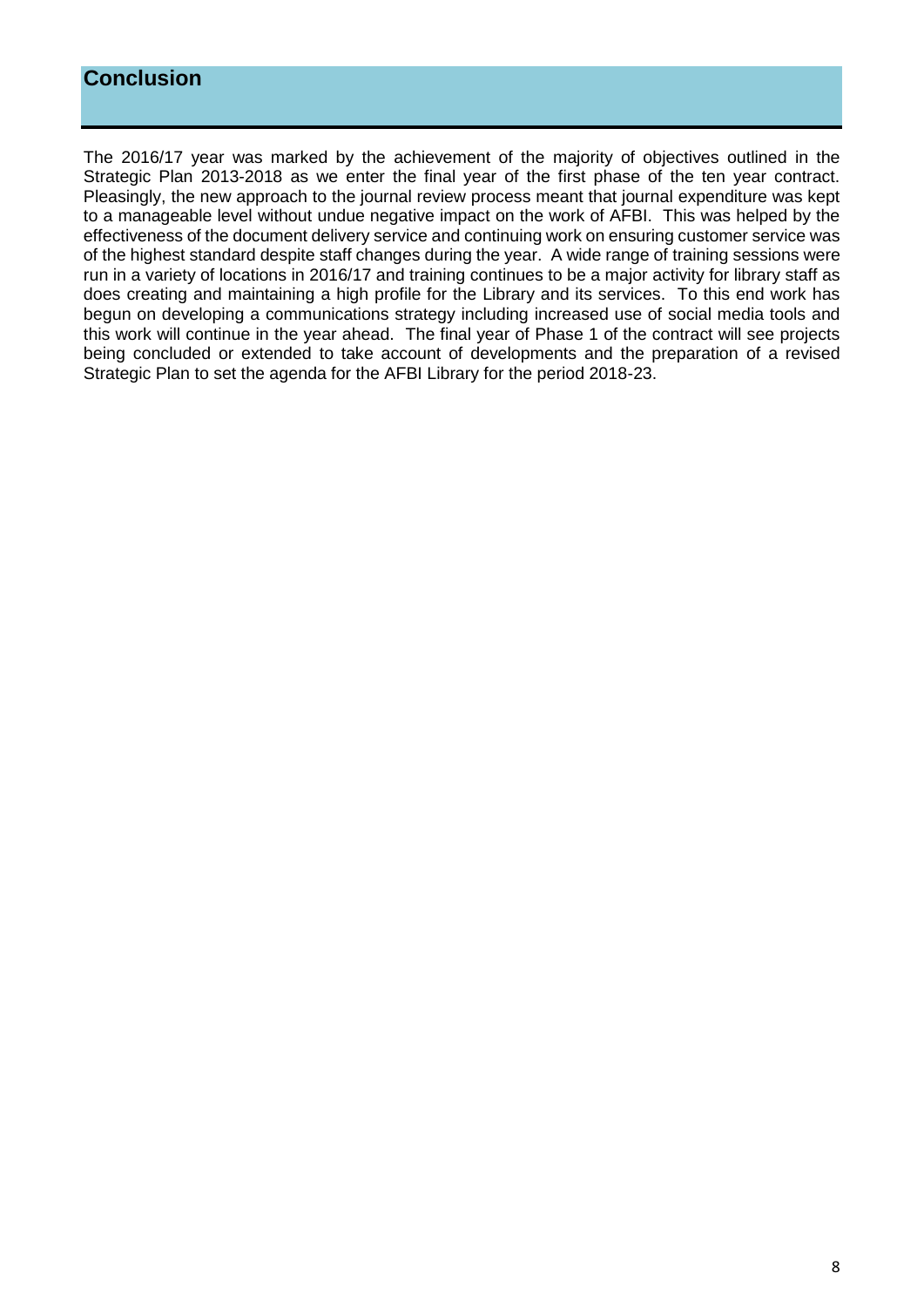## Conclusion

The 2016/17 year was marked by the achievement of the majority of objectives outlined in the Strategic Plan 2013-2018 as we enter the final year of the first phase of the ten year contract. Pleasingly, the new approach to the journal review process meant that journal expenditure was kept to a manageable level without undue negative impact on the work of AFBI. This was helped by the effectiveness of the document delivery service and continuing work on ensuring customer service was of the highest standard despite staff changes during the year. A wide range of training sessions were run in a variety of locations in 2016/17 and training continues to be a major activity for library staff as does creating and maintaining a high profile for the Library and its services. To this end work has begun on developing a communications strategy including increased use of social media tools and this work will continue in the year ahead. The final year of Phase 1 of the contract will see projects being concluded or extended to take account of developments and the preparation of a revised Strategic Plan to set the agenda for the AFBI Library for the period 2018-23.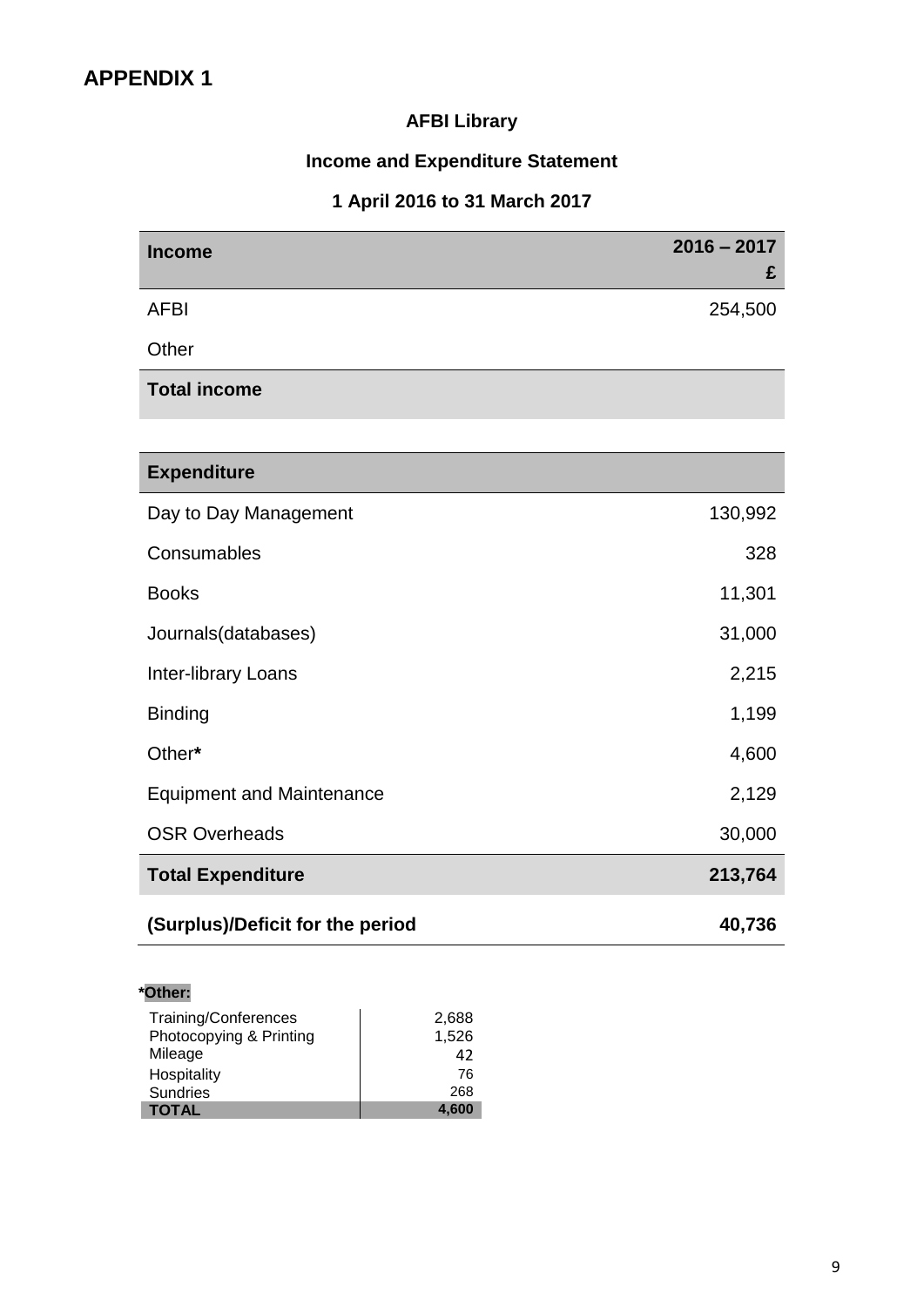# APPENDIX 1

**AFBI Library**

**Income and Expenditure Statement**

**1 April 2016 to 31 March 2017**

| **Income** | **2016 – 2017 £** |
|---|---|
| AFBI | 254,500 |
| Other | |
| **Total income** | |

| **Expenditure** | |
|---|---|
| Day to Day Management | 130,992 |
| Consumables | 328 |
| Books | 11,301 |
| Journals(databases) | 31,000 |
| Inter-library Loans | 2,215 |
| Binding | 1,199 |
| Other* | 4,600 |
| Equipment and Maintenance | 2,129 |
| OSR Overheads | 30,000 |
| **Total Expenditure** | **213,764** |
| **(Surplus)/Deficit for the period** | **40,736** |

***Other:**

| | |
|---|---|
| Training/Conferences | 2,688 |
| Photocopying & Printing | 1,526 |
| Mileage | 42 |
| Hospitality | 76 |
| Sundries | 268 |
| **TOTAL** | **4,600** |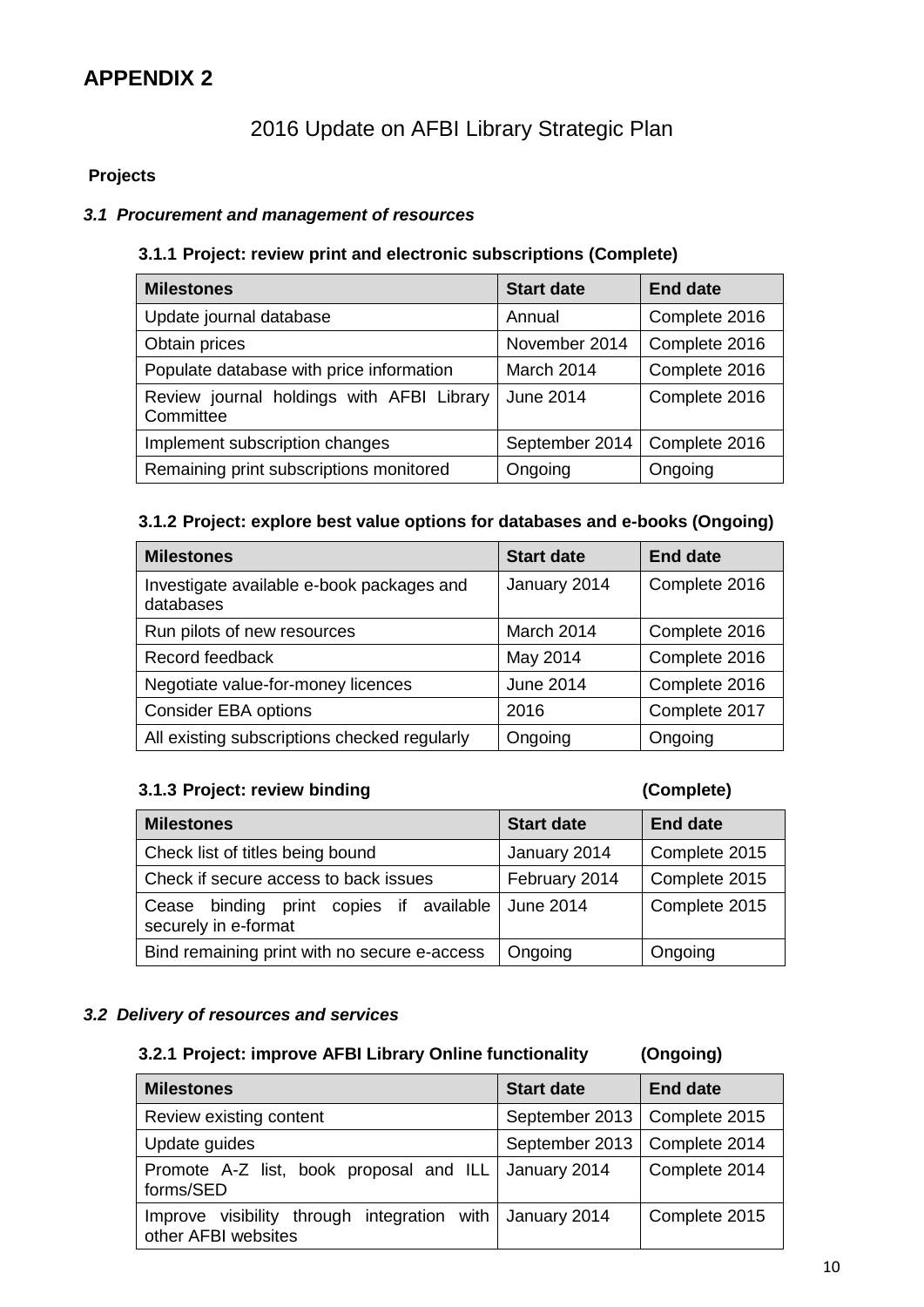# APPENDIX 2

## 2016 Update on AFBI Library Strategic Plan

**Projects**

### *3.1 Procurement and management of resources*

#### 3.1.1 Project: review print and electronic subscriptions (Complete)

| Milestones | Start date | End date |
|---|---|---|
| Update journal database | Annual | Complete 2016 |
| Obtain prices | November 2014 | Complete 2016 |
| Populate database with price information | March 2014 | Complete 2016 |
| Review journal holdings with AFBI Library Committee | June 2014 | Complete 2016 |
| Implement subscription changes | September 2014 | Complete 2016 |
| Remaining print subscriptions monitored | Ongoing | Ongoing |

#### 3.1.2 Project: explore best value options for databases and e-books (Ongoing)

| Milestones | Start date | End date |
|---|---|---|
| Investigate available e-book packages and databases | January 2014 | Complete 2016 |
| Run pilots of new resources | March 2014 | Complete 2016 |
| Record feedback | May 2014 | Complete 2016 |
| Negotiate value-for-money licences | June 2014 | Complete 2016 |
| Consider EBA options | 2016 | Complete 2017 |
| All existing subscriptions checked regularly | Ongoing | Ongoing |

#### 3.1.3 Project: review binding (Complete)

| Milestones | Start date | End date |
|---|---|---|
| Check list of titles being bound | January 2014 | Complete 2015 |
| Check if secure access to back issues | February 2014 | Complete 2015 |
| Cease binding print copies if available securely in e-format | June 2014 | Complete 2015 |
| Bind remaining print with no secure e-access | Ongoing | Ongoing |

### *3.2 Delivery of resources and services*

#### 3.2.1 Project: improve AFBI Library Online functionality (Ongoing)

| Milestones | Start date | End date |
|---|---|---|
| Review existing content | September 2013 | Complete 2015 |
| Update guides | September 2013 | Complete 2014 |
| Promote A-Z list, book proposal and ILL forms/SED | January 2014 | Complete 2014 |
| Improve visibility through integration with other AFBI websites | January 2014 | Complete 2015 |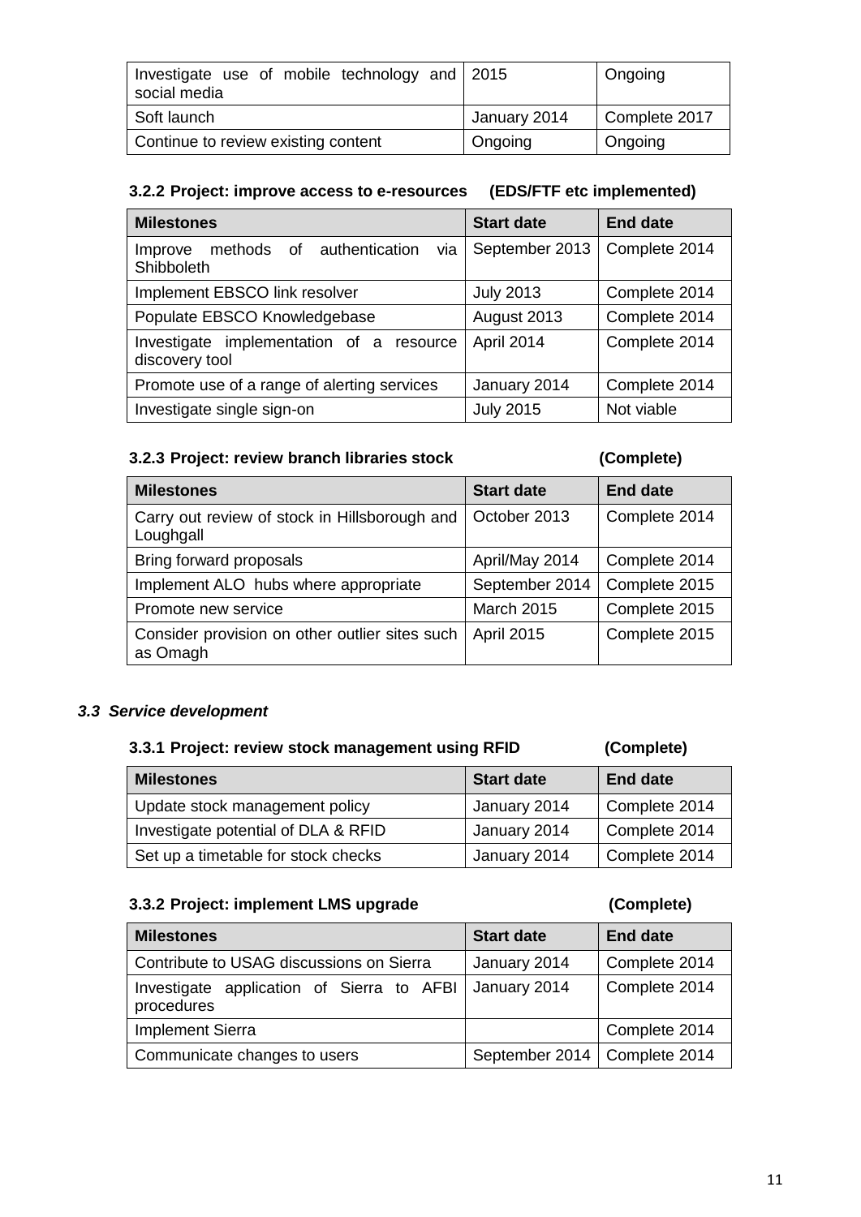| | | |
|---|---|---|
| Investigate use of mobile technology and social media | 2015 | Ongoing |
| Soft launch | January 2014 | Complete 2017 |
| Continue to review existing content | Ongoing | Ongoing |

#### 3.2.2 Project: improve access to e-resources (EDS/FTF etc implemented)

| Milestones | Start date | End date |
|---|---|---|
| Improve methods of authentication via Shibboleth | September 2013 | Complete 2014 |
| Implement EBSCO link resolver | July 2013 | Complete 2014 |
| Populate EBSCO Knowledgebase | August 2013 | Complete 2014 |
| Investigate implementation of a resource discovery tool | April 2014 | Complete 2014 |
| Promote use of a range of alerting services | January 2014 | Complete 2014 |
| Investigate single sign-on | July 2015 | Not viable |

#### 3.2.3 Project: review branch libraries stock (Complete)

| Milestones | Start date | End date |
|---|---|---|
| Carry out review of stock in Hillsborough and Loughgall | October 2013 | Complete 2014 |
| Bring forward proposals | April/May 2014 | Complete 2014 |
| Implement ALO hubs where appropriate | September 2014 | Complete 2015 |
| Promote new service | March 2015 | Complete 2015 |
| Consider provision on other outlier sites such as Omagh | April 2015 | Complete 2015 |

### *3.3 Service development*

#### 3.3.1 Project: review stock management using RFID (Complete)

| Milestones | Start date | End date |
|---|---|---|
| Update stock management policy | January 2014 | Complete 2014 |
| Investigate potential of DLA & RFID | January 2014 | Complete 2014 |
| Set up a timetable for stock checks | January 2014 | Complete 2014 |

#### 3.3.2 Project: implement LMS upgrade (Complete)

| Milestones | Start date | End date |
|---|---|---|
| Contribute to USAG discussions on Sierra | January 2014 | Complete 2014 |
| Investigate application of Sierra to AFBI procedures | January 2014 | Complete 2014 |
| Implement Sierra | | Complete 2014 |
| Communicate changes to users | September 2014 | Complete 2014 |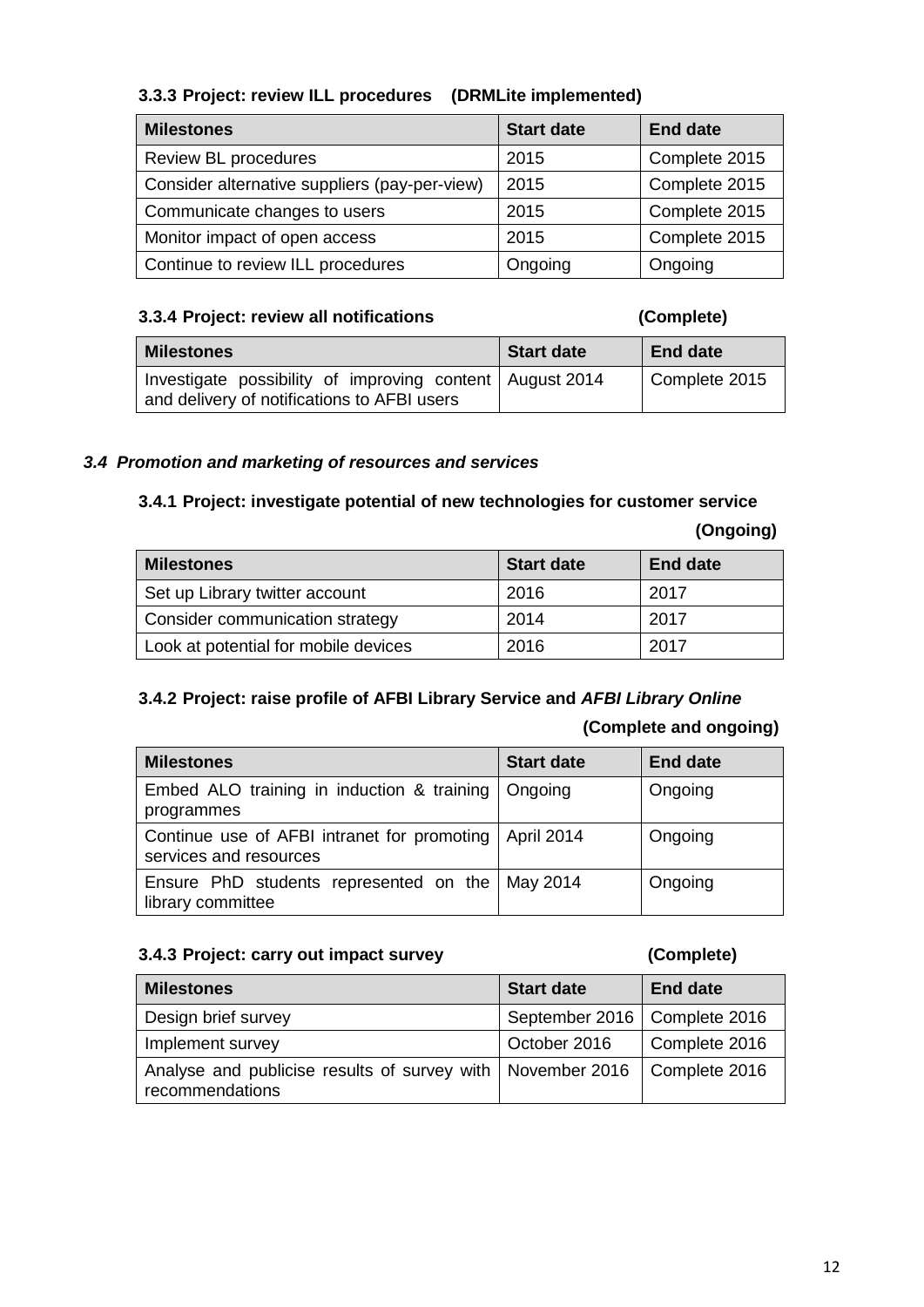#### 3.3.3 Project: review ILL procedures (DRMLite implemented)

| Milestones | Start date | End date |
| --- | --- | --- |
| Review BL procedures | 2015 | Complete 2015 |
| Consider alternative suppliers (pay-per-view) | 2015 | Complete 2015 |
| Communicate changes to users | 2015 | Complete 2015 |
| Monitor impact of open access | 2015 | Complete 2015 |
| Continue to review ILL procedures | Ongoing | Ongoing |

#### 3.3.4 Project: review all notifications (Complete)

| Milestones | Start date | End date |
| --- | --- | --- |
| Investigate possibility of improving content and delivery of notifications to AFBI users | August 2014 | Complete 2015 |

### *3.4 Promotion and marketing of resources and services*

#### 3.4.1 Project: investigate potential of new technologies for customer service (Ongoing)

| Milestones | Start date | End date |
| --- | --- | --- |
| Set up Library twitter account | 2016 | 2017 |
| Consider communication strategy | 2014 | 2017 |
| Look at potential for mobile devices | 2016 | 2017 |

#### 3.4.2 Project: raise profile of AFBI Library Service and *AFBI Library Online* (Complete and ongoing)

| Milestones | Start date | End date |
| --- | --- | --- |
| Embed ALO training in induction & training programmes | Ongoing | Ongoing |
| Continue use of AFBI intranet for promoting services and resources | April 2014 | Ongoing |
| Ensure PhD students represented on the library committee | May 2014 | Ongoing |

#### 3.4.3 Project: carry out impact survey (Complete)

| Milestones | Start date | End date |
| --- | --- | --- |
| Design brief survey | September 2016 | Complete 2016 |
| Implement survey | October 2016 | Complete 2016 |
| Analyse and publicise results of survey with recommendations | November 2016 | Complete 2016 |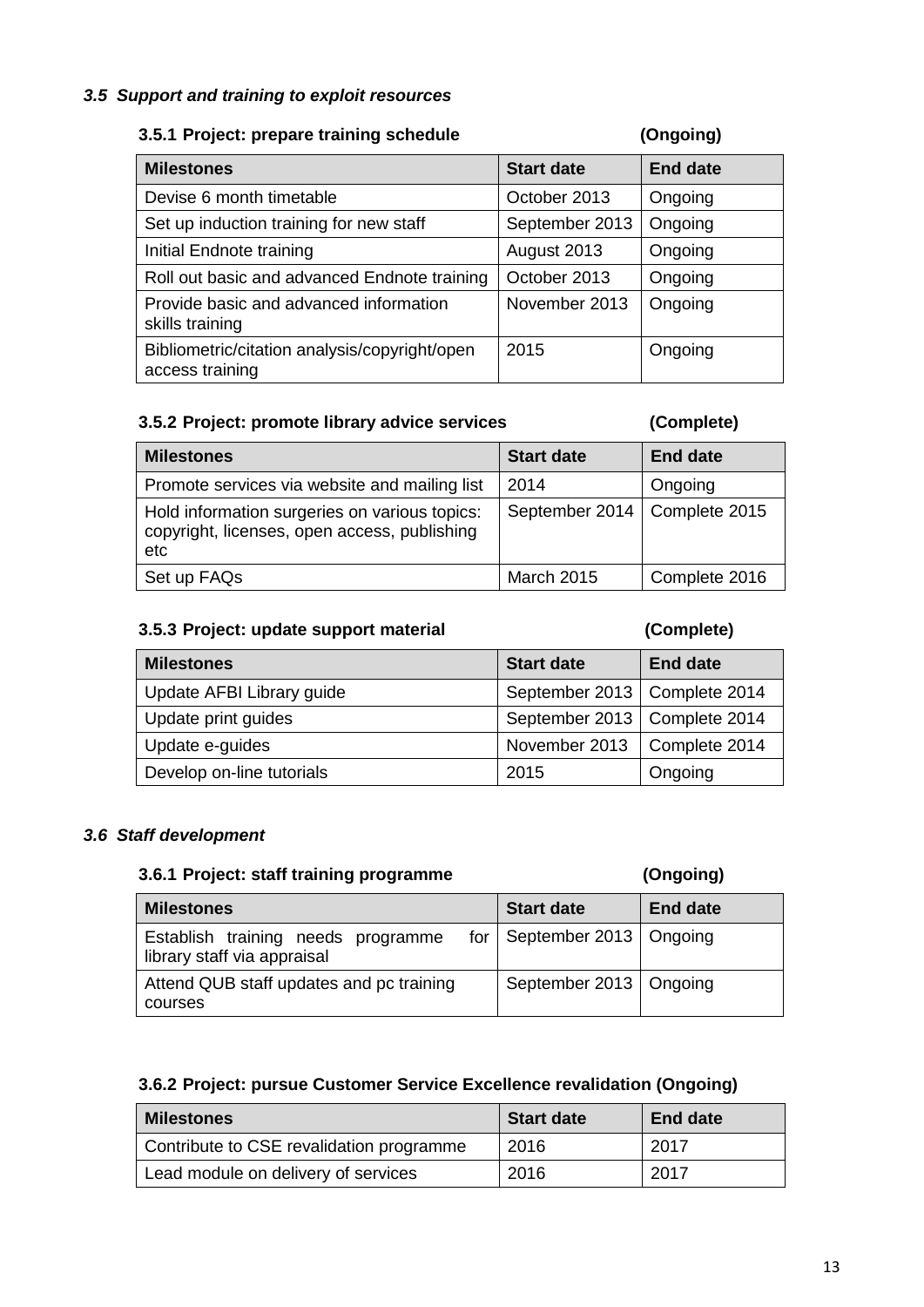### *3.5 Support and training to exploit resources*

#### 3.5.1 Project: prepare training schedule (Ongoing)

| Milestones | Start date | End date |
|---|---|---|
| Devise 6 month timetable | October 2013 | Ongoing |
| Set up induction training for new staff | September 2013 | Ongoing |
| Initial Endnote training | August 2013 | Ongoing |
| Roll out basic and advanced Endnote training | October 2013 | Ongoing |
| Provide basic and advanced information skills training | November 2013 | Ongoing |
| Bibliometric/citation analysis/copyright/open access training | 2015 | Ongoing |

#### 3.5.2 Project: promote library advice services (Complete)

| Milestones | Start date | End date |
|---|---|---|
| Promote services via website and mailing list | 2014 | Ongoing |
| Hold information surgeries on various topics: copyright, licenses, open access, publishing etc | September 2014 | Complete 2015 |
| Set up FAQs | March 2015 | Complete 2016 |

#### 3.5.3 Project: update support material (Complete)

| Milestones | Start date | End date |
|---|---|---|
| Update AFBI Library guide | September 2013 | Complete 2014 |
| Update print guides | September 2013 | Complete 2014 |
| Update e-guides | November 2013 | Complete 2014 |
| Develop on-line tutorials | 2015 | Ongoing |

### *3.6 Staff development*

#### 3.6.1 Project: staff training programme (Ongoing)

| Milestones | Start date | End date |
|---|---|---|
| Establish training needs programme for library staff via appraisal | September 2013 | Ongoing |
| Attend QUB staff updates and pc training courses | September 2013 | Ongoing |

#### 3.6.2 Project: pursue Customer Service Excellence revalidation (Ongoing)

| Milestones | Start date | End date |
|---|---|---|
| Contribute to CSE revalidation programme | 2016 | 2017 |
| Lead module on delivery of services | 2016 | 2017 |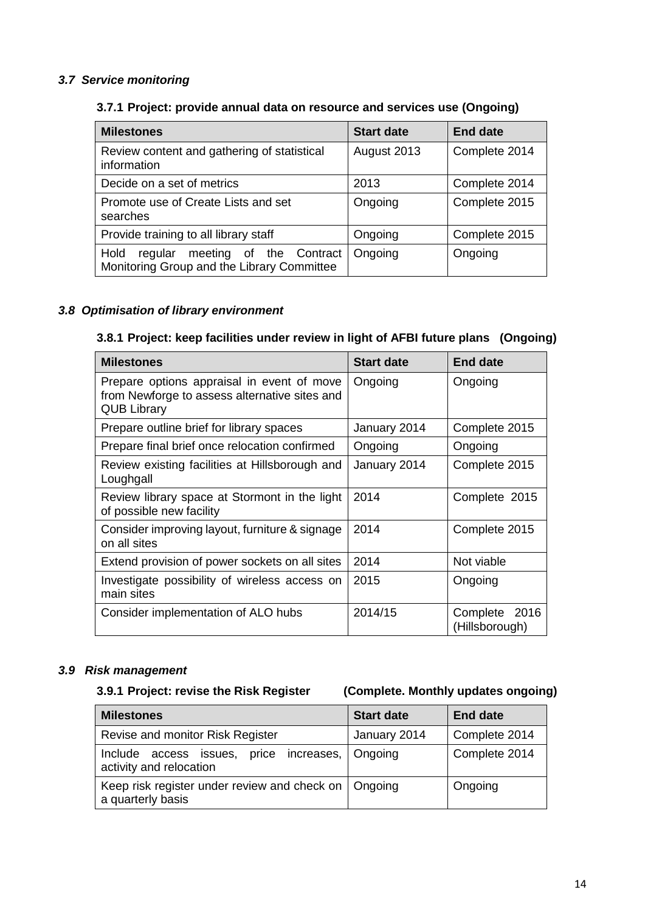### *3.7 Service monitoring*

#### 3.7.1 Project: provide annual data on resource and services use (Ongoing)

| Milestones | Start date | End date |
|---|---|---|
| Review content and gathering of statistical information | August 2013 | Complete 2014 |
| Decide on a set of metrics | 2013 | Complete 2014 |
| Promote use of Create Lists and set searches | Ongoing | Complete 2015 |
| Provide training to all library staff | Ongoing | Complete 2015 |
| Hold regular meeting of the Contract Monitoring Group and the Library Committee | Ongoing | Ongoing |

### *3.8 Optimisation of library environment*

#### 3.8.1 Project: keep facilities under review in light of AFBI future plans (Ongoing)

| Milestones | Start date | End date |
|---|---|---|
| Prepare options appraisal in event of move from Newforge to assess alternative sites and QUB Library | Ongoing | Ongoing |
| Prepare outline brief for library spaces | January 2014 | Complete 2015 |
| Prepare final brief once relocation confirmed | Ongoing | Ongoing |
| Review existing facilities at Hillsborough and Loughgall | January 2014 | Complete 2015 |
| Review library space at Stormont in the light of possible new facility | 2014 | Complete 2015 |
| Consider improving layout, furniture & signage on all sites | 2014 | Complete 2015 |
| Extend provision of power sockets on all sites | 2014 | Not viable |
| Investigate possibility of wireless access on main sites | 2015 | Ongoing |
| Consider implementation of ALO hubs | 2014/15 | Complete 2016 (Hillsborough) |

### *3.9 Risk management*

#### 3.9.1 Project: revise the Risk Register (Complete. Monthly updates ongoing)

| Milestones | Start date | End date |
|---|---|---|
| Revise and monitor Risk Register | January 2014 | Complete 2014 |
| Include access issues, price increases, activity and relocation | Ongoing | Complete 2014 |
| Keep risk register under review and check on a quarterly basis | Ongoing | Ongoing |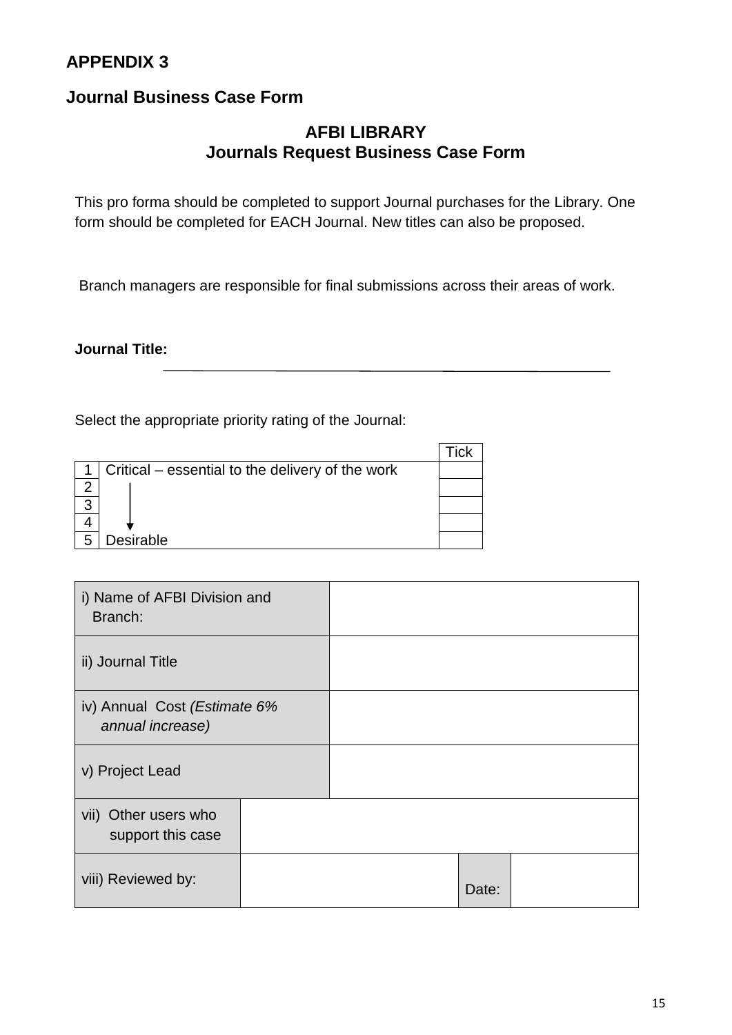## APPENDIX 3

## Journal Business Case Form

### AFBI LIBRARY
### Journals Request Business Case Form

This pro forma should be completed to support Journal purchases for the Library. One form should be completed for EACH Journal. New titles can also be proposed.

Branch managers are responsible for final submissions across their areas of work.

**Journal Title:** ______________________________________________

Select the appropriate priority rating of the Journal:

| | | Tick |
|---|---|---|
| 1 | Critical – essential to the delivery of the work | |
| 2 | ↓ | |
| 3 | | |
| 4 | | |
| 5 | Desirable | |

| | | | |
|---|---|---|---|
| i) Name of AFBI Division and Branch: | | | |
| ii) Journal Title | | | |
| iv) Annual Cost *(Estimate 6% annual increase)* | | | |
| v) Project Lead | | | |
| vii) Other users who support this case | | | |
| viii) Reviewed by: | | Date: | |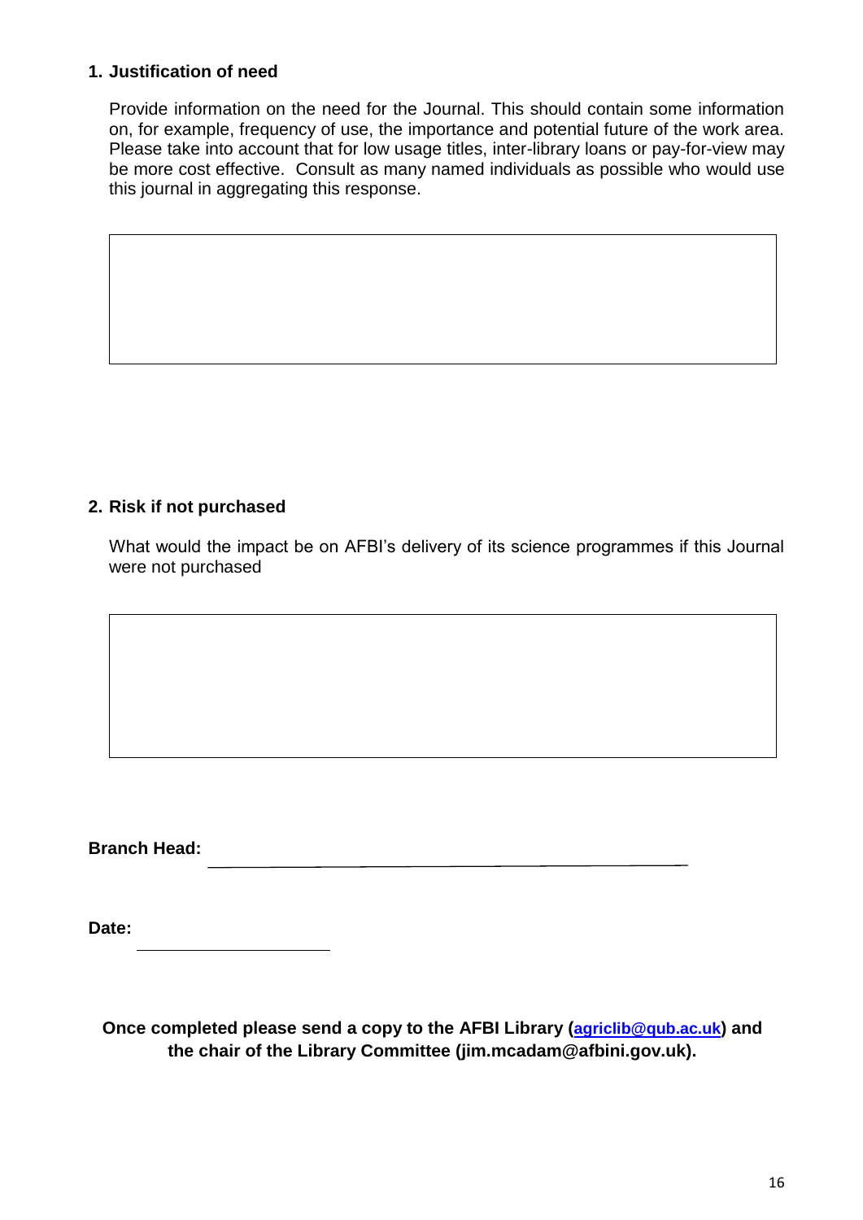**1. Justification of need**

Provide information on the need for the Journal. This should contain some information on, for example, frequency of use, the importance and potential future of the work area. Please take into account that for low usage titles, inter-library loans or pay-for-view may be more cost effective. Consult as many named individuals as possible who would use this journal in aggregating this response.

| |
|---|
| |

**2. Risk if not purchased**

What would the impact be on AFBI's delivery of its science programmes if this Journal were not purchased

| |
|---|
| |

**Branch Head:** \_\_\_\_\_\_\_\_\_\_\_\_\_\_\_\_\_\_\_\_\_\_\_\_\_\_\_\_\_\_\_\_\_\_\_\_

**Date:** \_\_\_\_\_\_\_\_\_\_\_\_\_\_\_\_

**Once completed please send a copy to the AFBI Library ([agriclib@qub.ac.uk](mailto:agriclib@qub.ac.uk)) and the chair of the Library Committee (jim.mcadam@afbini.gov.uk).**